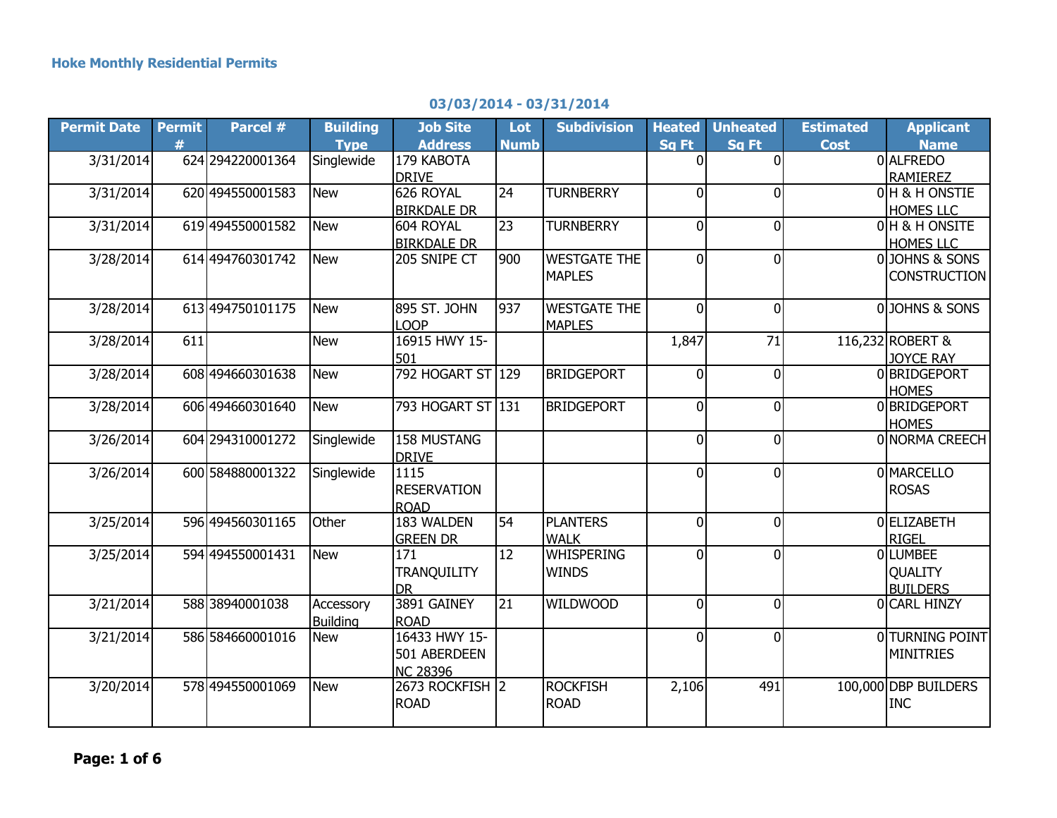### Hoke Monthly Residential Permits

**03/03/2014 - 03/31/2014**

| Permit Date | Permit # | Parcel # | Building Type | Job Site Address | Lot Numb | Subdivision | Heated Sq Ft | Unheated Sq Ft | Estimated Cost | Applicant Name |
|---|---|---|---|---|---|---|---|---|---|---|
| 3/31/2014 | 624 | 294220001364 | Singlewide | 179 KABOTA DRIVE | | | 0 | 0 | 0 | ALFREDO RAMIEREZ |
| 3/31/2014 | 620 | 494550001583 | New | 626 ROYAL BIRKDALE DR | 24 | TURNBERRY | 0 | 0 | 0 | H & H ONSTIE HOMES LLC |
| 3/31/2014 | 619 | 494550001582 | New | 604 ROYAL BIRKDALE DR | 23 | TURNBERRY | 0 | 0 | 0 | H & H ONSITE HOMES LLC |
| 3/28/2014 | 614 | 494760301742 | New | 205 SNIPE CT | 900 | WESTGATE THE MAPLES | 0 | 0 | 0 | JOHNS & SONS CONSTRUCTION |
| 3/28/2014 | 613 | 494750101175 | New | 895 ST. JOHN LOOP | 937 | WESTGATE THE MAPLES | 0 | 0 | 0 | JOHNS & SONS |
| 3/28/2014 | 611 | | New | 16915 HWY 15-501 | | | 1,847 | 71 | 116,232 | ROBERT & JOYCE RAY |
| 3/28/2014 | 608 | 494660301638 | New | 792 HOGART ST | 129 | BRIDGEPORT | 0 | 0 | 0 | BRIDGEPORT HOMES |
| 3/28/2014 | 606 | 494660301640 | New | 793 HOGART ST | 131 | BRIDGEPORT | 0 | 0 | 0 | BRIDGEPORT HOMES |
| 3/26/2014 | 604 | 294310001272 | Singlewide | 158 MUSTANG DRIVE | | | 0 | 0 | 0 | NORMA CREECH |
| 3/26/2014 | 600 | 584880001322 | Singlewide | 1115 RESERVATION ROAD | | | 0 | 0 | 0 | MARCELLO ROSAS |
| 3/25/2014 | 596 | 494560301165 | Other | 183 WALDEN GREEN DR | 54 | PLANTERS WALK | 0 | 0 | 0 | ELIZABETH RIGEL |
| 3/25/2014 | 594 | 494550001431 | New | 171 TRANQUILITY DR | 12 | WHISPERING WINDS | 0 | 0 | 0 | LUMBEE QUALITY BUILDERS |
| 3/21/2014 | 588 | 38940001038 | Accessory Building | 3891 GAINEY ROAD | 21 | WILDWOOD | 0 | 0 | 0 | CARL HINZY |
| 3/21/2014 | 586 | 584660001016 | New | 16433 HWY 15-501 ABERDEEN NC 28396 | | | 0 | 0 | 0 | TURNING POINT MINITRIES |
| 3/20/2014 | 578 | 494550001069 | New | 2673 ROCKFISH ROAD | 2 | ROCKFISH ROAD | 2,106 | 491 | 100,000 | DBP BUILDERS INC |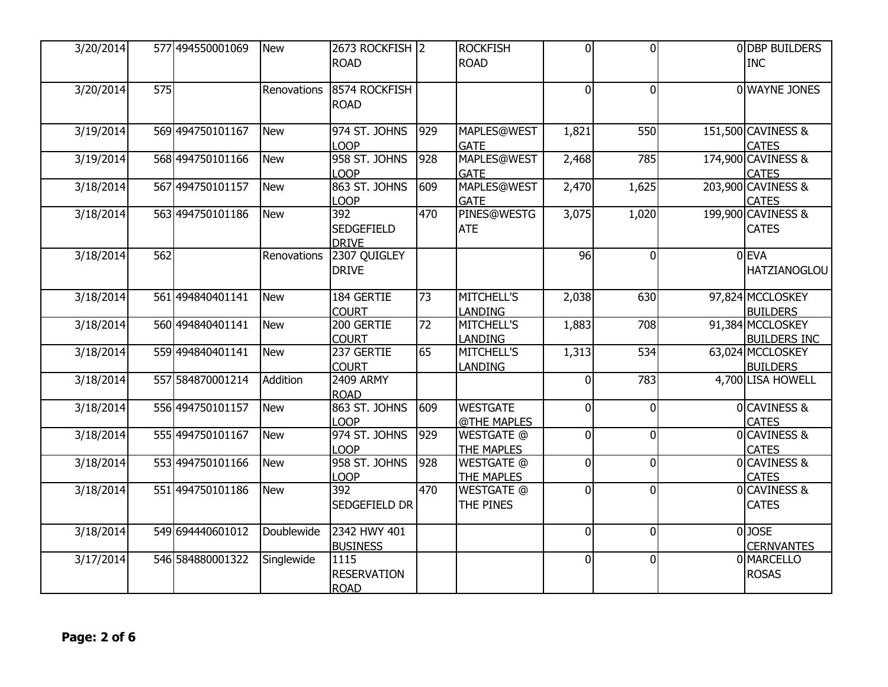| | | | | | | | | | | |
|---|---|---|---|---|---|---|---|---|---|---|
| 3/20/2014 | 577 | 494550001069 | New | 2673 ROCKFISH ROAD | 2 | ROCKFISH ROAD | 0 | 0 | 0 | DBP BUILDERS INC |
| 3/20/2014 | 575 | | Renovations | 8574 ROCKFISH ROAD | | | 0 | 0 | 0 | WAYNE JONES |
| 3/19/2014 | 569 | 494750101167 | New | 974 ST. JOHNS LOOP | 929 | MAPLES@WEST GATE | 1,821 | 550 | 151,500 | CAVINESS & CATES |
| 3/19/2014 | 568 | 494750101166 | New | 958 ST. JOHNS LOOP | 928 | MAPLES@WEST GATE | 2,468 | 785 | 174,900 | CAVINESS & CATES |
| 3/18/2014 | 567 | 494750101157 | New | 863 ST. JOHNS LOOP | 609 | MAPLES@WEST GATE | 2,470 | 1,625 | 203,900 | CAVINESS & CATES |
| 3/18/2014 | 563 | 494750101186 | New | 392 SEDGEFIELD DRIVE | 470 | PINES@WESTG ATE | 3,075 | 1,020 | 199,900 | CAVINESS & CATES |
| 3/18/2014 | 562 | | Renovations | 2307 QUIGLEY DRIVE | | | 96 | 0 | 0 | EVA HATZIANOGLOU |
| 3/18/2014 | 561 | 494840401141 | New | 184 GERTIE COURT | 73 | MITCHELL'S LANDING | 2,038 | 630 | 97,824 | MCCLOSKEY BUILDERS |
| 3/18/2014 | 560 | 494840401141 | New | 200 GERTIE COURT | 72 | MITCHELL'S LANDING | 1,883 | 708 | 91,384 | MCCLOSKEY BUILDERS INC |
| 3/18/2014 | 559 | 494840401141 | New | 237 GERTIE COURT | 65 | MITCHELL'S LANDING | 1,313 | 534 | 63,024 | MCCLOSKEY BUILDERS |
| 3/18/2014 | 557 | 584870001214 | Addition | 2409 ARMY ROAD | | | 0 | 783 | 4,700 | LISA HOWELL |
| 3/18/2014 | 556 | 494750101157 | New | 863 ST. JOHNS LOOP | 609 | WESTGATE @THE MAPLES | 0 | 0 | 0 | CAVINESS & CATES |
| 3/18/2014 | 555 | 494750101167 | New | 974 ST. JOHNS LOOP | 929 | WESTGATE @ THE MAPLES | 0 | 0 | 0 | CAVINESS & CATES |
| 3/18/2014 | 553 | 494750101166 | New | 958 ST. JOHNS LOOP | 928 | WESTGATE @ THE MAPLES | 0 | 0 | 0 | CAVINESS & CATES |
| 3/18/2014 | 551 | 494750101186 | New | 392 SEDGEFIELD DR | 470 | WESTGATE @ THE PINES | 0 | 0 | 0 | CAVINESS & CATES |
| 3/18/2014 | 549 | 694440601012 | Doublewide | 2342 HWY 401 BUSINESS | | | 0 | 0 | 0 | JOSE CERNVANTES |
| 3/17/2014 | 546 | 584880001322 | Singlewide | 1115 RESERVATION ROAD | | | 0 | 0 | 0 | MARCELLO ROSAS |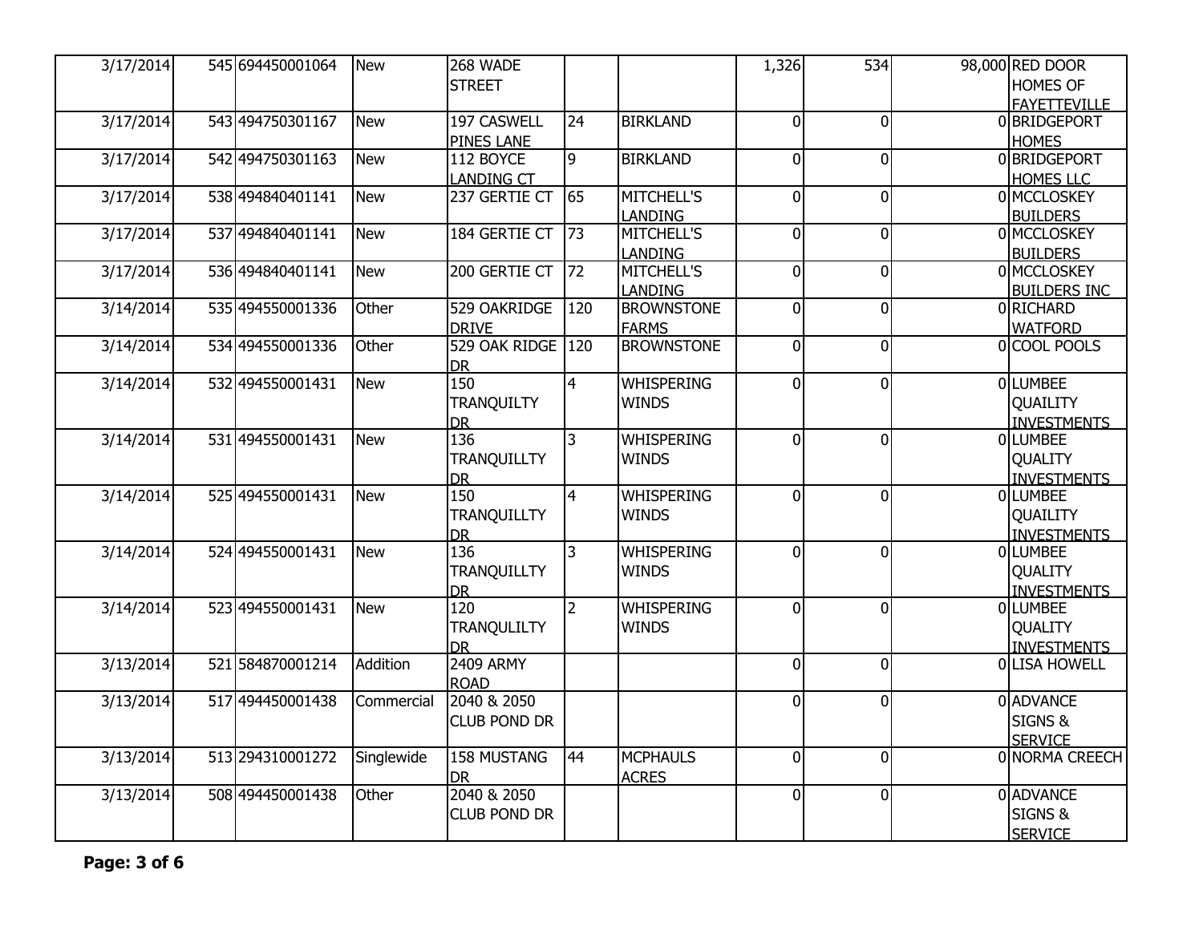| | | | | | | | | | |
|---|---|---|---|---|---|---|---|---|---|
| 3/17/2014 | 545 | 694450001064 | New | 268 WADE STREET | | | 1,326 | 534 | 98,000 | RED DOOR HOMES OF FAYETTEVILLE |
| 3/17/2014 | 543 | 494750301167 | New | 197 CASWELL PINES LANE | 24 | BIRKLAND | 0 | 0 | 0 | BRIDGEPORT HOMES |
| 3/17/2014 | 542 | 494750301163 | New | 112 BOYCE LANDING CT | 9 | BIRKLAND | 0 | 0 | 0 | BRIDGEPORT HOMES LLC |
| 3/17/2014 | 538 | 494840401141 | New | 237 GERTIE CT | 65 | MITCHELL'S LANDING | 0 | 0 | 0 | MCCLOSKEY BUILDERS |
| 3/17/2014 | 537 | 494840401141 | New | 184 GERTIE CT | 73 | MITCHELL'S LANDING | 0 | 0 | 0 | MCCLOSKEY BUILDERS |
| 3/17/2014 | 536 | 494840401141 | New | 200 GERTIE CT | 72 | MITCHELL'S LANDING | 0 | 0 | 0 | MCCLOSKEY BUILDERS INC |
| 3/14/2014 | 535 | 494550001336 | Other | 529 OAKRIDGE DRIVE | 120 | BROWNSTONE FARMS | 0 | 0 | 0 | RICHARD WATFORD |
| 3/14/2014 | 534 | 494550001336 | Other | 529 OAK RIDGE DR | 120 | BROWNSTONE | 0 | 0 | 0 | COOL POOLS |
| 3/14/2014 | 532 | 494550001431 | New | 150 TRANQUILTY DR | 4 | WHISPERING WINDS | 0 | 0 | 0 | LUMBEE QUAILITY INVESTMENTS |
| 3/14/2014 | 531 | 494550001431 | New | 136 TRANQUILLTY DR | 3 | WHISPERING WINDS | 0 | 0 | 0 | LUMBEE QUALITY INVESTMENTS |
| 3/14/2014 | 525 | 494550001431 | New | 150 TRANQUILLTY DR | 4 | WHISPERING WINDS | 0 | 0 | 0 | LUMBEE QUAILITY INVESTMENTS |
| 3/14/2014 | 524 | 494550001431 | New | 136 TRANQUILLTY DR | 3 | WHISPERING WINDS | 0 | 0 | 0 | LUMBEE QUALITY INVESTMENTS |
| 3/14/2014 | 523 | 494550001431 | New | 120 TRANQULILTY DR | 2 | WHISPERING WINDS | 0 | 0 | 0 | LUMBEE QUALITY INVESTMENTS |
| 3/13/2014 | 521 | 584870001214 | Addition | 2409 ARMY ROAD | | | 0 | 0 | 0 | LISA HOWELL |
| 3/13/2014 | 517 | 494450001438 | Commercial | 2040 & 2050 CLUB POND DR | | | 0 | 0 | 0 | ADVANCE SIGNS & SERVICE |
| 3/13/2014 | 513 | 294310001272 | Singlewide | 158 MUSTANG DR | 44 | MCPHAULS ACRES | 0 | 0 | 0 | NORMA CREECH |
| 3/13/2014 | 508 | 494450001438 | Other | 2040 & 2050 CLUB POND DR | | | 0 | 0 | 0 | ADVANCE SIGNS & SERVICE |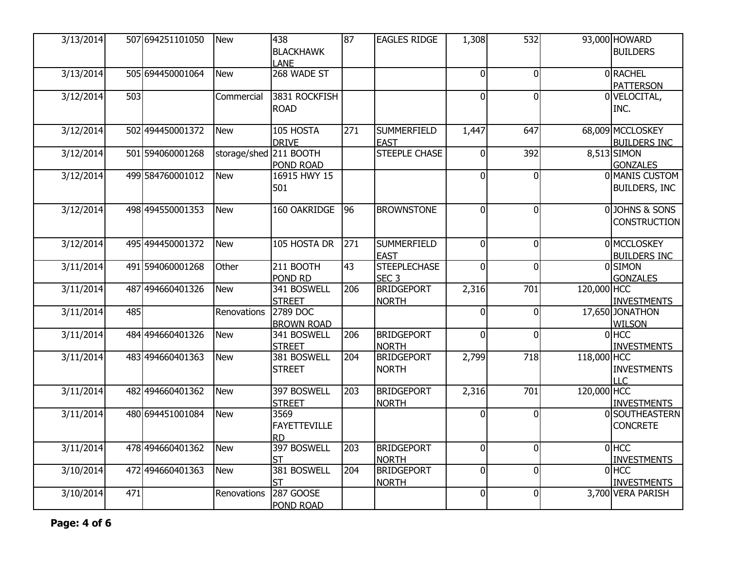| | | | | | | | | | | |
|---|---|---|---|---|---|---|---|---|---|---|
| 3/13/2014 | 507 | 694251101050 | New | 438 BLACKHAWK LANE | 87 | EAGLES RIDGE | 1,308 | 532 | 93,000 | HOWARD BUILDERS |
| 3/13/2014 | 505 | 694450001064 | New | 268 WADE ST | | | 0 | 0 | 0 | RACHEL PATTERSON |
| 3/12/2014 | 503 | | Commercial | 3831 ROCKFISH ROAD | | | 0 | 0 | 0 | VELOCITAL, INC. |
| 3/12/2014 | 502 | 494450001372 | New | 105 HOSTA DRIVE | 271 | SUMMERFIELD EAST | 1,447 | 647 | 68,009 | MCCLOSKEY BUILDERS INC |
| 3/12/2014 | 501 | 594060001268 | storage/shed | 211 BOOTH POND ROAD | | STEEPLE CHASE | 0 | 392 | 8,513 | SIMON GONZALES |
| 3/12/2014 | 499 | 584760001012 | New | 16915 HWY 15 501 | | | 0 | 0 | 0 | MANIS CUSTOM BUILDERS, INC |
| 3/12/2014 | 498 | 494550001353 | New | 160 OAKRIDGE | 96 | BROWNSTONE | 0 | 0 | 0 | JOHNS & SONS CONSTRUCTION |
| 3/12/2014 | 495 | 494450001372 | New | 105 HOSTA DR | 271 | SUMMERFIELD EAST | 0 | 0 | 0 | MCCLOSKEY BUILDERS INC |
| 3/11/2014 | 491 | 594060001268 | Other | 211 BOOTH POND RD | 43 | STEEPLECHASE SEC 3 | 0 | 0 | 0 | SIMON GONZALES |
| 3/11/2014 | 487 | 494660401326 | New | 341 BOSWELL STREET | 206 | BRIDGEPORT NORTH | 2,316 | 701 | 120,000 | HCC INVESTMENTS |
| 3/11/2014 | 485 | | Renovations | 2789 DOC BROWN ROAD | | | 0 | 0 | 17,650 | JONATHON WILSON |
| 3/11/2014 | 484 | 494660401326 | New | 341 BOSWELL STREET | 206 | BRIDGEPORT NORTH | 0 | 0 | 0 | HCC INVESTMENTS |
| 3/11/2014 | 483 | 494660401363 | New | 381 BOSWELL STREET | 204 | BRIDGEPORT NORTH | 2,799 | 718 | 118,000 | HCC INVESTMENTS LLC |
| 3/11/2014 | 482 | 494660401362 | New | 397 BOSWELL STREET | 203 | BRIDGEPORT NORTH | 2,316 | 701 | 120,000 | HCC INVESTMENTS |
| 3/11/2014 | 480 | 694451001084 | New | 3569 FAYETTEVILLE RD | | | 0 | 0 | 0 | SOUTHEASTERN CONCRETE |
| 3/11/2014 | 478 | 494660401362 | New | 397 BOSWELL ST | 203 | BRIDGEPORT NORTH | 0 | 0 | 0 | HCC INVESTMENTS |
| 3/10/2014 | 472 | 494660401363 | New | 381 BOSWELL ST | 204 | BRIDGEPORT NORTH | 0 | 0 | 0 | HCC INVESTMENTS |
| 3/10/2014 | 471 | | Renovations | 287 GOOSE POND ROAD | | | 0 | 0 | 3,700 | VERA PARISH |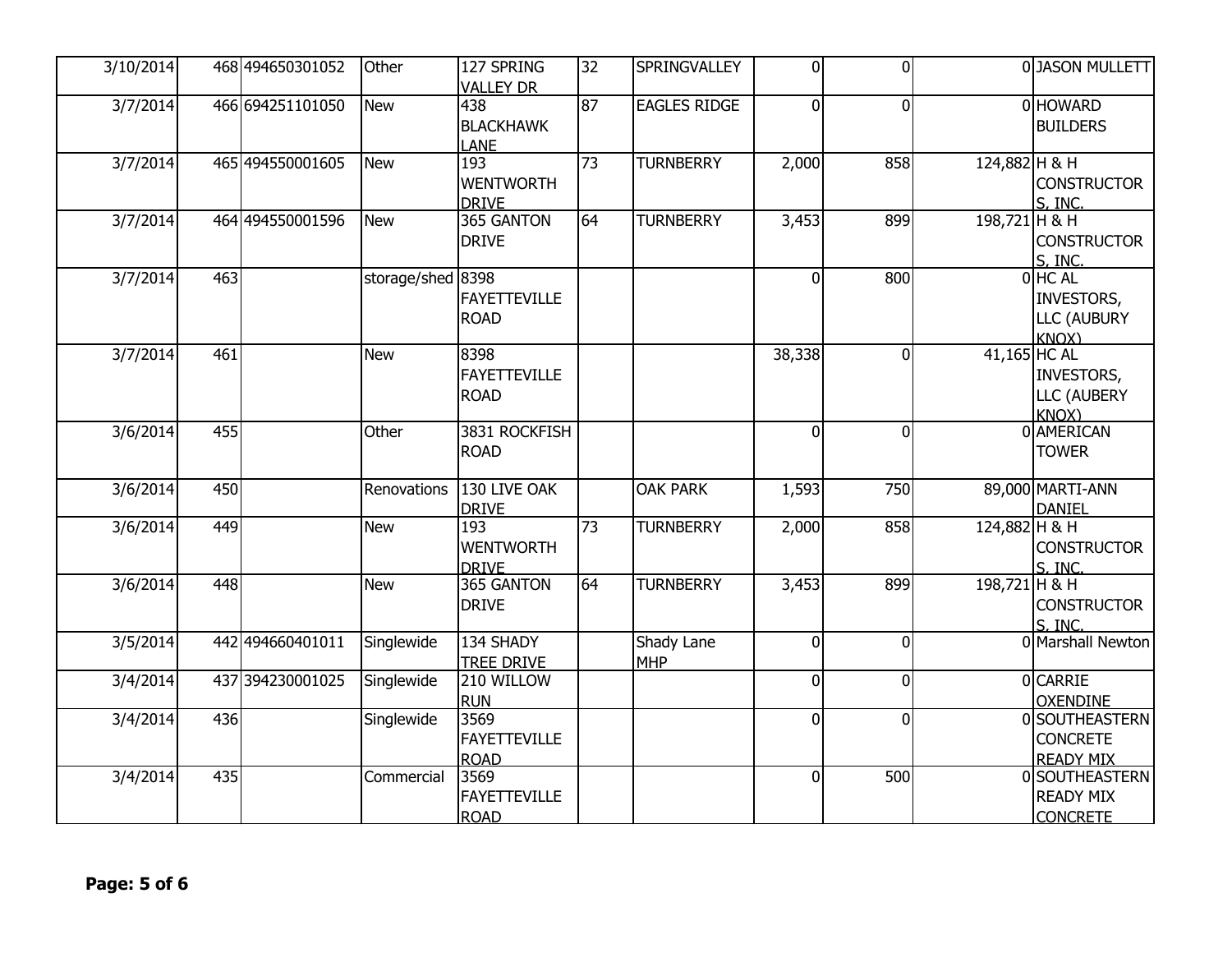| 3/10/2014 | 468 | 494650301052 | Other | 127 SPRING VALLEY DR | 32 | SPRINGVALLEY | 0 | 0 | 0 | JASON MULLETT |
|---|---|---|---|---|---|---|---|---|---|---|
| 3/7/2014 | 466 | 694251101050 | New | 438 BLACKHAWK LANE | 87 | EAGLES RIDGE | 0 | 0 | 0 | HOWARD BUILDERS |
| 3/7/2014 | 465 | 494550001605 | New | 193 WENTWORTH DRIVE | 73 | TURNBERRY | 2,000 | 858 | 124,882 | H & H CONSTRUCTORS, INC. |
| 3/7/2014 | 464 | 494550001596 | New | 365 GANTON DRIVE | 64 | TURNBERRY | 3,453 | 899 | 198,721 | H & H CONSTRUCTORS, INC. |
| 3/7/2014 | 463 | | storage/shed | 8398 FAYETTEVILLE ROAD | | | 0 | 800 | 0 | HC AL INVESTORS, LLC (AUBURY KNOX) |
| 3/7/2014 | 461 | | New | 8398 FAYETTEVILLE ROAD | | | 38,338 | 0 | 41,165 | HC AL INVESTORS, LLC (AUBERY KNOX) |
| 3/6/2014 | 455 | | Other | 3831 ROCKFISH ROAD | | | 0 | 0 | 0 | AMERICAN TOWER |
| 3/6/2014 | 450 | | Renovations | 130 LIVE OAK DRIVE | | OAK PARK | 1,593 | 750 | 89,000 | MARTI-ANN DANIEL |
| 3/6/2014 | 449 | | New | 193 WENTWORTH DRIVE | 73 | TURNBERRY | 2,000 | 858 | 124,882 | H & H CONSTRUCTORS, INC. |
| 3/6/2014 | 448 | | New | 365 GANTON DRIVE | 64 | TURNBERRY | 3,453 | 899 | 198,721 | H & H CONSTRUCTORS, INC. |
| 3/5/2014 | 442 | 494660401011 | Singlewide | 134 SHADY TREE DRIVE | | Shady Lane MHP | 0 | 0 | 0 | Marshall Newton |
| 3/4/2014 | 437 | 394230001025 | Singlewide | 210 WILLOW RUN | | | 0 | 0 | 0 | CARRIE OXENDINE |
| 3/4/2014 | 436 | | Singlewide | 3569 FAYETTEVILLE ROAD | | | 0 | 0 | 0 | SOUTHEASTERN CONCRETE READY MIX |
| 3/4/2014 | 435 | | Commercial | 3569 FAYETTEVILLE ROAD | | | 0 | 500 | 0 | SOUTHEASTERN READY MIX CONCRETE |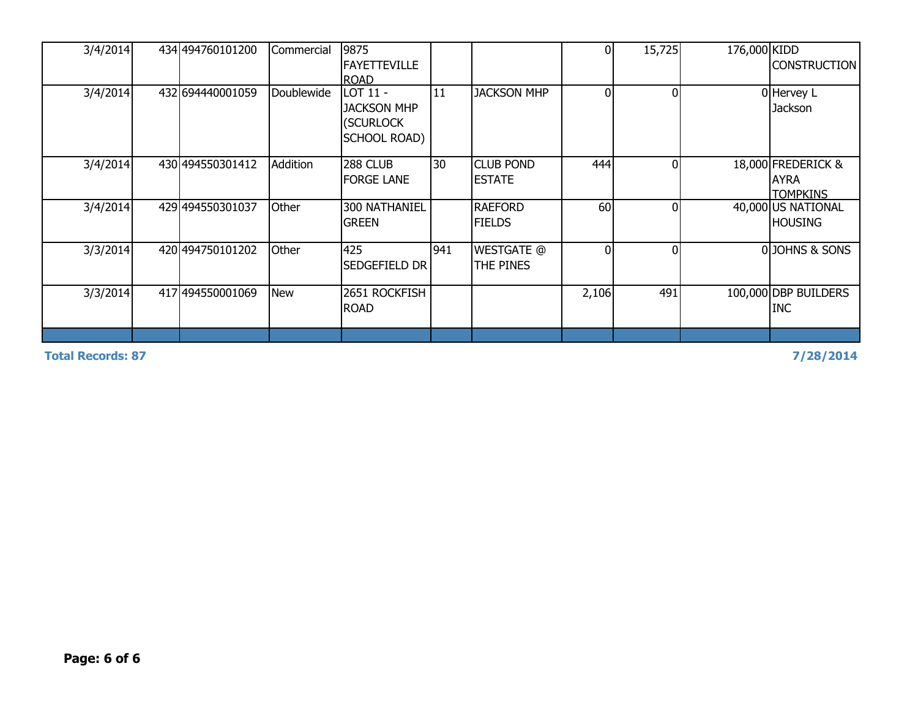| | | | | | | | | | | |
|---|---|---|---|---|---|---|---|---|---|---|
| 3/4/2014 | 434 | 494760101200 | Commercial | 9875 FAYETTEVILLE ROAD | | | 0 | 15,725 | 176,000 | KIDD CONSTRUCTION |
| 3/4/2014 | 432 | 694440001059 | Doublewide | LOT 11 - JACKSON MHP (SCURLOCK SCHOOL ROAD) | 11 | JACKSON MHP | 0 | 0 | 0 | Hervey L Jackson |
| 3/4/2014 | 430 | 494550301412 | Addition | 288 CLUB FORGE LANE | 30 | CLUB POND ESTATE | 444 | 0 | 18,000 | FREDERICK & AYRA TOMPKINS |
| 3/4/2014 | 429 | 494550301037 | Other | 300 NATHANIEL GREEN | | RAEFORD FIELDS | 60 | 0 | 40,000 | US NATIONAL HOUSING |
| 3/3/2014 | 420 | 494750101202 | Other | 425 SEDGEFIELD DR | 941 | WESTGATE @ THE PINES | 0 | 0 | 0 | JOHNS & SONS |
| 3/3/2014 | 417 | 494550001069 | New | 2651 ROCKFISH ROAD | | | 2,106 | 491 | 100,000 | DBP BUILDERS INC |

**Total Records: 87**

**7/28/2014**